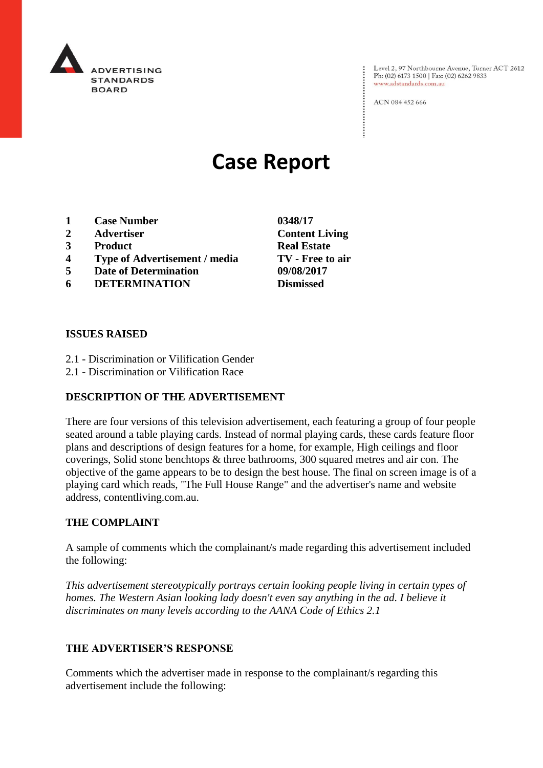ADVERTISING STANDARDS BOARD

Level 2, 97 Northbourne Avenue, Turner ACT 2612
Ph: (02) 6173 1500 | Fax: (02) 6262 9833
www.adstandards.com.au

ACN 084 452 666

# Case Report

| | | |
|---|---|---|
| 1 | **Case Number** | **0348/17** |
| 2 | **Advertiser** | **Content Living** |
| 3 | **Product** | **Real Estate** |
| 4 | **Type of Advertisement / media** | **TV - Free to air** |
| 5 | **Date of Determination** | **09/08/2017** |
| 6 | **DETERMINATION** | **Dismissed** |

## ISSUES RAISED

2.1 - Discrimination or Vilification Gender
2.1 - Discrimination or Vilification Race

## DESCRIPTION OF THE ADVERTISEMENT

There are four versions of this television advertisement, each featuring a group of four people seated around a table playing cards. Instead of normal playing cards, these cards feature floor plans and descriptions of design features for a home, for example, High ceilings and floor coverings, Solid stone benchtops & three bathrooms, 300 squared metres and air con. The objective of the game appears to be to design the best house. The final on screen image is of a playing card which reads, "The Full House Range" and the advertiser's name and website address, contentliving.com.au.

## THE COMPLAINT

A sample of comments which the complainant/s made regarding this advertisement included the following:

*This advertisement stereotypically portrays certain looking people living in certain types of homes. The Western Asian looking lady doesn't even say anything in the ad. I believe it discriminates on many levels according to the AANA Code of Ethics 2.1*

## THE ADVERTISER'S RESPONSE

Comments which the advertiser made in response to the complainant/s regarding this advertisement include the following: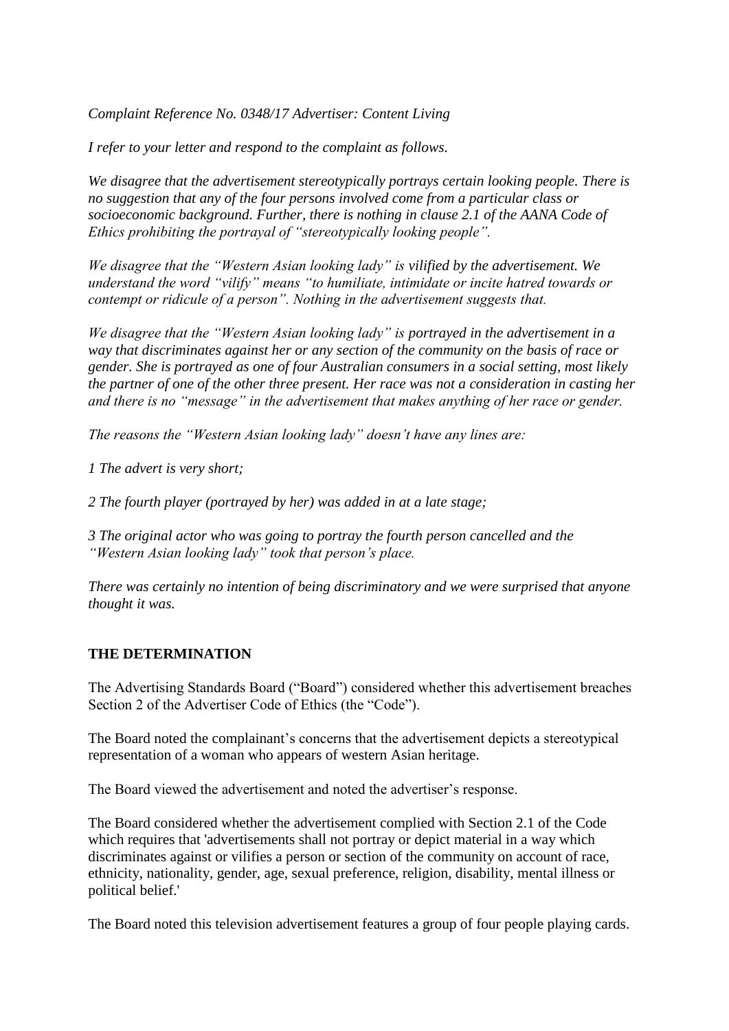*Complaint Reference No. 0348/17 Advertiser: Content Living*

*I refer to your letter and respond to the complaint as follows.*

*We disagree that the advertisement stereotypically portrays certain looking people. There is no suggestion that any of the four persons involved come from a particular class or socioeconomic background. Further, there is nothing in clause 2.1 of the AANA Code of Ethics prohibiting the portrayal of "stereotypically looking people".*

*We disagree that the "Western Asian looking lady" is vilified by the advertisement. We understand the word "vilify" means "to humiliate, intimidate or incite hatred towards or contempt or ridicule of a person". Nothing in the advertisement suggests that.*

*We disagree that the "Western Asian looking lady" is portrayed in the advertisement in a way that discriminates against her or any section of the community on the basis of race or gender. She is portrayed as one of four Australian consumers in a social setting, most likely the partner of one of the other three present. Her race was not a consideration in casting her and there is no "message" in the advertisement that makes anything of her race or gender.*

*The reasons the "Western Asian looking lady" doesn't have any lines are:*

*1 The advert is very short;*

*2 The fourth player (portrayed by her) was added in at a late stage;*

*3 The original actor who was going to portray the fourth person cancelled and the "Western Asian looking lady" took that person's place.*

*There was certainly no intention of being discriminatory and we were surprised that anyone thought it was.*

**THE DETERMINATION**

The Advertising Standards Board ("Board") considered whether this advertisement breaches Section 2 of the Advertiser Code of Ethics (the "Code").

The Board noted the complainant's concerns that the advertisement depicts a stereotypical representation of a woman who appears of western Asian heritage.

The Board viewed the advertisement and noted the advertiser's response.

The Board considered whether the advertisement complied with Section 2.1 of the Code which requires that 'advertisements shall not portray or depict material in a way which discriminates against or vilifies a person or section of the community on account of race, ethnicity, nationality, gender, age, sexual preference, religion, disability, mental illness or political belief.'

The Board noted this television advertisement features a group of four people playing cards.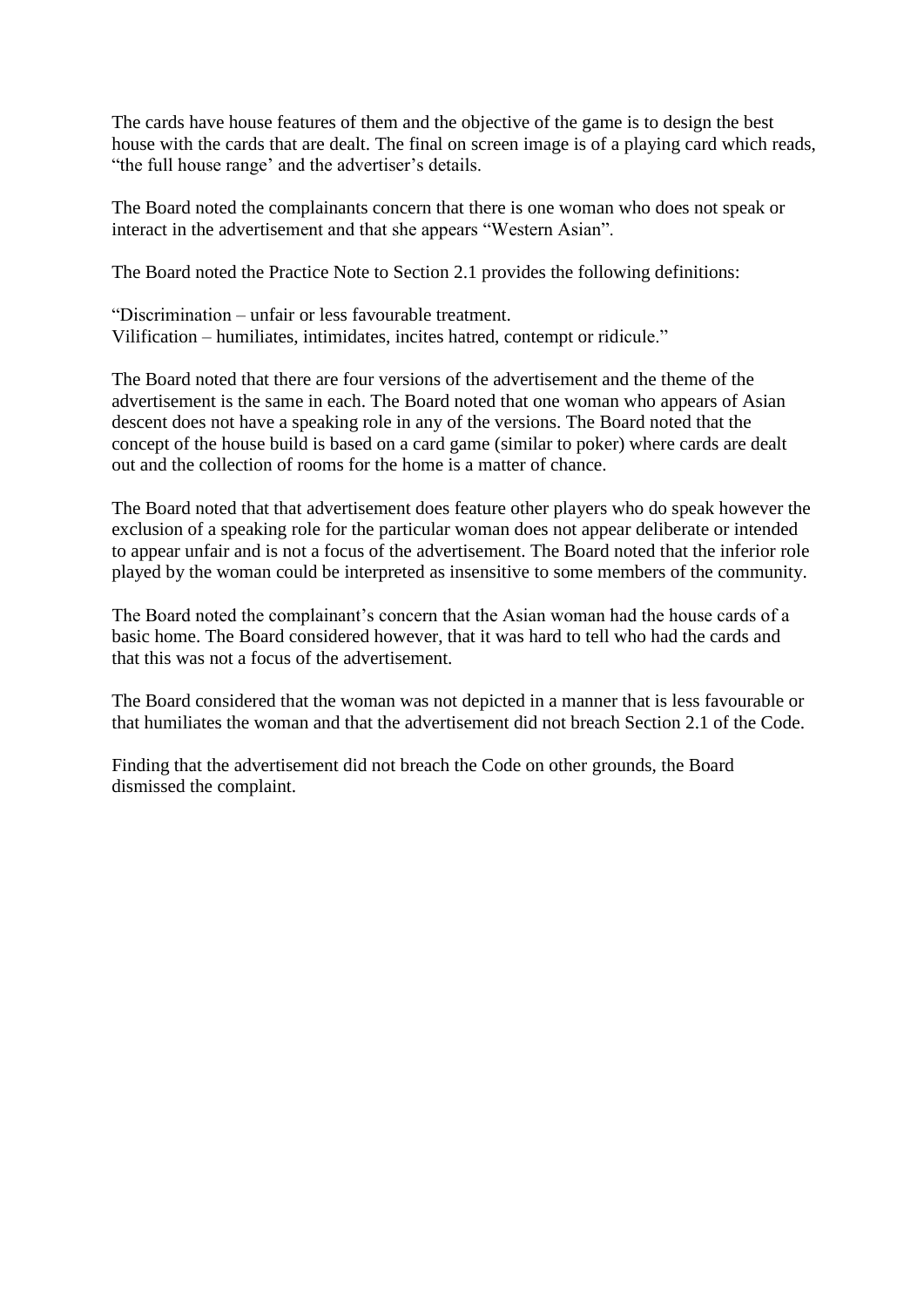The cards have house features of them and the objective of the game is to design the best house with the cards that are dealt. The final on screen image is of a playing card which reads, "the full house range' and the advertiser's details.

The Board noted the complainants concern that there is one woman who does not speak or interact in the advertisement and that she appears "Western Asian".

The Board noted the Practice Note to Section 2.1 provides the following definitions:

"Discrimination – unfair or less favourable treatment.
Vilification – humiliates, intimidates, incites hatred, contempt or ridicule."

The Board noted that there are four versions of the advertisement and the theme of the advertisement is the same in each. The Board noted that one woman who appears of Asian descent does not have a speaking role in any of the versions. The Board noted that the concept of the house build is based on a card game (similar to poker) where cards are dealt out and the collection of rooms for the home is a matter of chance.

The Board noted that that advertisement does feature other players who do speak however the exclusion of a speaking role for the particular woman does not appear deliberate or intended to appear unfair and is not a focus of the advertisement. The Board noted that the inferior role played by the woman could be interpreted as insensitive to some members of the community.

The Board noted the complainant's concern that the Asian woman had the house cards of a basic home. The Board considered however, that it was hard to tell who had the cards and that this was not a focus of the advertisement.

The Board considered that the woman was not depicted in a manner that is less favourable or that humiliates the woman and that the advertisement did not breach Section 2.1 of the Code.

Finding that the advertisement did not breach the Code on other grounds, the Board dismissed the complaint.